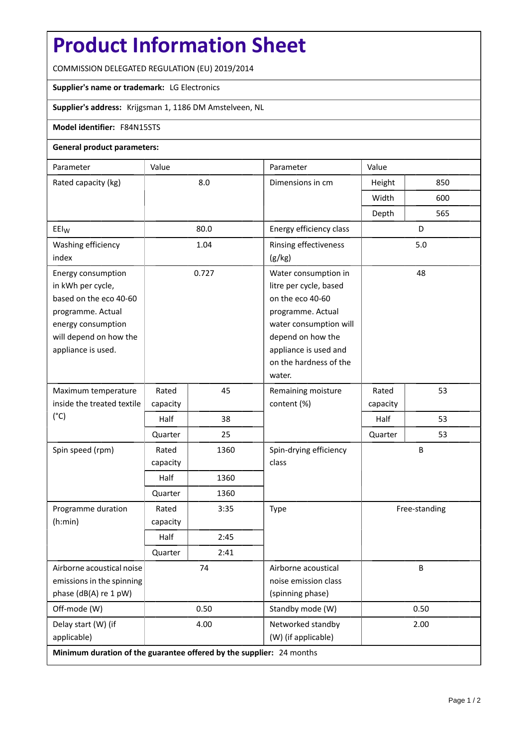# Product Information Sheet

COMMISSION DELEGATED REGULATION (EU) 2019/2014

**Supplier's name or trademark:** LG Electronics

**Supplier's address:** Krijgsman 1, 1186 DM Amstelveen, NL

**Model identifier:** F84N15STS

**General product parameters:**

| Parameter | Value | | Parameter | Value | |
|---|---|---|---|---|---|
| Rated capacity (kg) | 8.0 | | Dimensions in cm | Height | 850 |
| | | | | Width | 600 |
| | | | | Depth | 565 |
| $EEI_W$ | 80.0 | | Energy efficiency class | D | |
| Washing efficiency index | 1.04 | | Rinsing effectiveness (g/kg) | 5.0 | |
| Energy consumption in kWh per cycle, based on the eco 40-60 programme. Actual energy consumption will depend on how the appliance is used. | 0.727 | | Water consumption in litre per cycle, based on the eco 40-60 programme. Actual water consumption will depend on how the appliance is used and on the hardness of the water. | 48 | |
| Maximum temperature inside the treated textile (°C) | Rated capacity | 45 | Remaining moisture content (%) | Rated capacity | 53 |
| | Half | 38 | | Half | 53 |
| | Quarter | 25 | | Quarter | 53 |
| Spin speed (rpm) | Rated capacity | 1360 | Spin-drying efficiency class | B | |
| | Half | 1360 | | | |
| | Quarter | 1360 | | | |
| Programme duration (h:min) | Rated capacity | 3:35 | Type | Free-standing | |
| | Half | 2:45 | | | |
| | Quarter | 2:41 | | | |
| Airborne acoustical noise emissions in the spinning phase (dB(A) re 1 pW) | 74 | | Airborne acoustical noise emission class (spinning phase) | B | |
| Off-mode (W) | 0.50 | | Standby mode (W) | 0.50 | |
| Delay start (W) (if applicable) | 4.00 | | Networked standby (W) (if applicable) | 2.00 | |

**Minimum duration of the guarantee offered by the supplier:** 24 months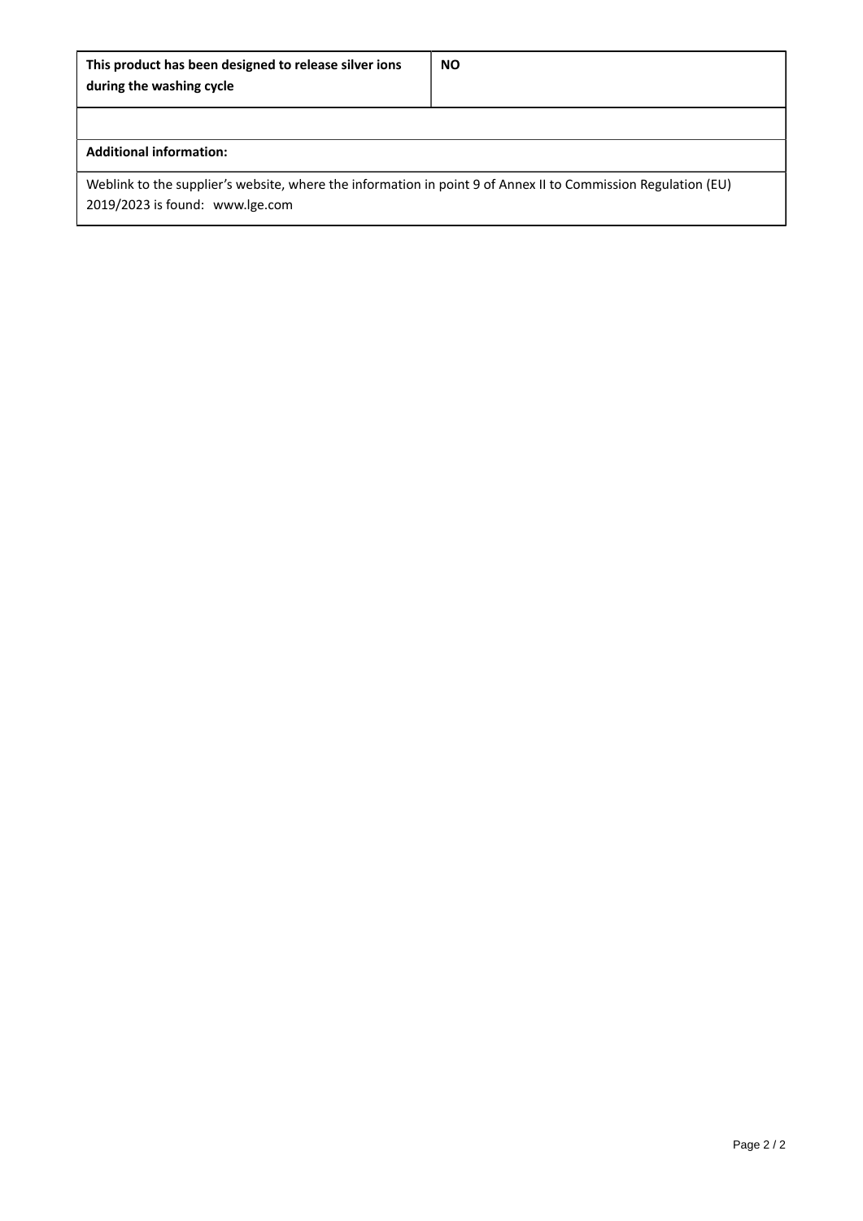| | |
|---|---|
| **This product has been designed to release silver ions during the washing cycle** | **NO** |
| | |
| **Additional information:** | |
| Weblink to the supplier's website, where the information in point 9 of Annex II to Commission Regulation (EU) 2019/2023 is found: www.lge.com | |